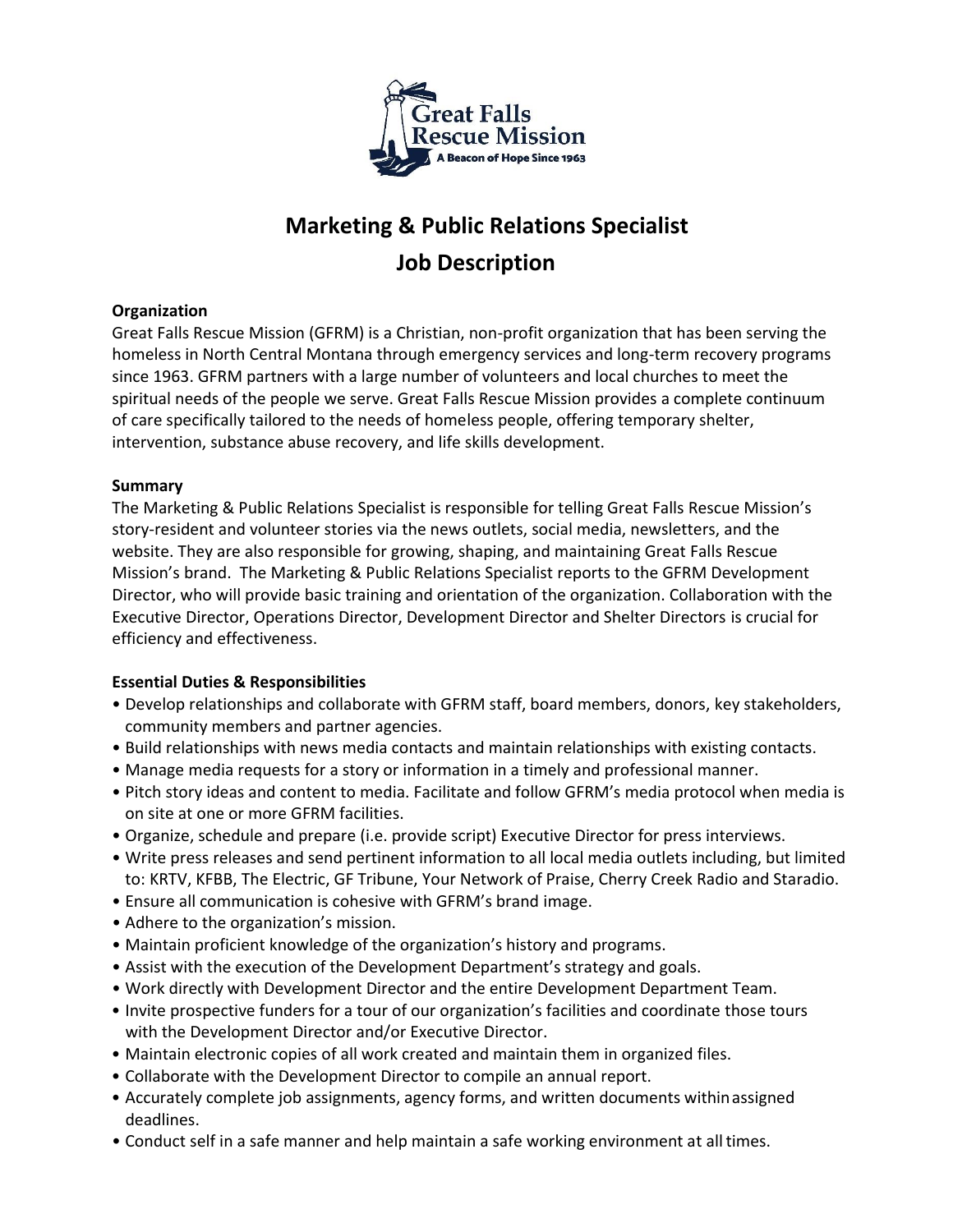Great Falls Rescue Mission

A Beacon of Hope Since 1963

# Marketing & Public Relations Specialist

# Job Description

**Organization**

Great Falls Rescue Mission (GFRM) is a Christian, non-profit organization that has been serving the homeless in North Central Montana through emergency services and long-term recovery programs since 1963. GFRM partners with a large number of volunteers and local churches to meet the spiritual needs of the people we serve. Great Falls Rescue Mission provides a complete continuum of care specifically tailored to the needs of homeless people, offering temporary shelter, intervention, substance abuse recovery, and life skills development.

**Summary**

The Marketing & Public Relations Specialist is responsible for telling Great Falls Rescue Mission's story-resident and volunteer stories via the news outlets, social media, newsletters, and the website. They are also responsible for growing, shaping, and maintaining Great Falls Rescue Mission's brand. The Marketing & Public Relations Specialist reports to the GFRM Development Director, who will provide basic training and orientation of the organization. Collaboration with the Executive Director, Operations Director, Development Director and Shelter Directors is crucial for efficiency and effectiveness.

**Essential Duties & Responsibilities**

- Develop relationships and collaborate with GFRM staff, board members, donors, key stakeholders, community members and partner agencies.
- Build relationships with news media contacts and maintain relationships with existing contacts.
- Manage media requests for a story or information in a timely and professional manner.
- Pitch story ideas and content to media. Facilitate and follow GFRM's media protocol when media is on site at one or more GFRM facilities.
- Organize, schedule and prepare (i.e. provide script) Executive Director for press interviews.
- Write press releases and send pertinent information to all local media outlets including, but limited to: KRTV, KFBB, The Electric, GF Tribune, Your Network of Praise, Cherry Creek Radio and Staradio.
- Ensure all communication is cohesive with GFRM's brand image.
- Adhere to the organization's mission.
- Maintain proficient knowledge of the organization's history and programs.
- Assist with the execution of the Development Department's strategy and goals.
- Work directly with Development Director and the entire Development Department Team.
- Invite prospective funders for a tour of our organization's facilities and coordinate those tours with the Development Director and/or Executive Director.
- Maintain electronic copies of all work created and maintain them in organized files.
- Collaborate with the Development Director to compile an annual report.
- Accurately complete job assignments, agency forms, and written documents within assigned deadlines.
- Conduct self in a safe manner and help maintain a safe working environment at all times.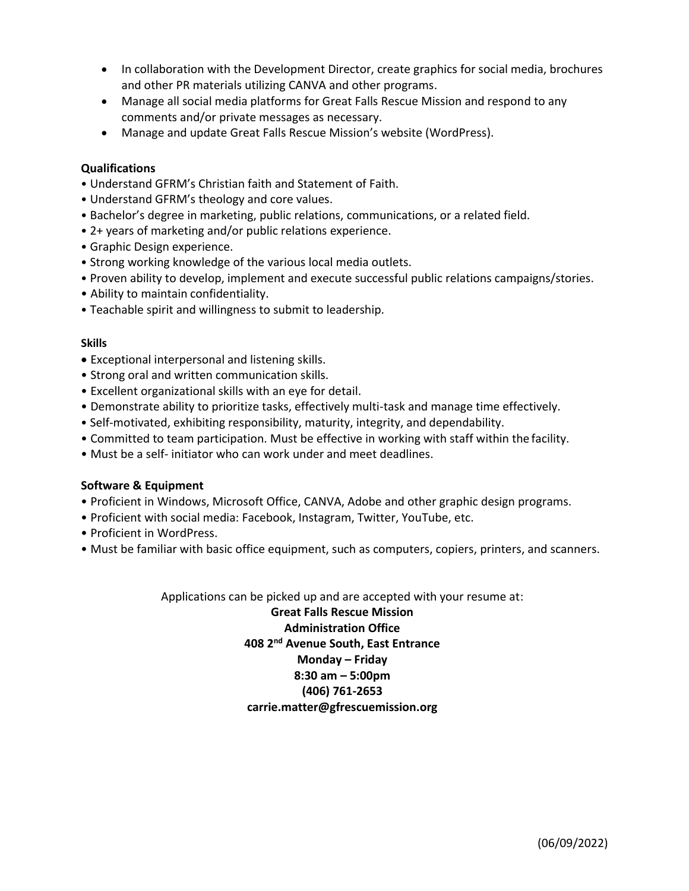- In collaboration with the Development Director, create graphics for social media, brochures and other PR materials utilizing CANVA and other programs.
- Manage all social media platforms for Great Falls Rescue Mission and respond to any comments and/or private messages as necessary.
- Manage and update Great Falls Rescue Mission's website (WordPress).

**Qualifications**

- Understand GFRM's Christian faith and Statement of Faith.
- Understand GFRM's theology and core values.
- Bachelor's degree in marketing, public relations, communications, or a related field.
- 2+ years of marketing and/or public relations experience.
- Graphic Design experience.
- Strong working knowledge of the various local media outlets.
- Proven ability to develop, implement and execute successful public relations campaigns/stories.
- Ability to maintain confidentiality.
- Teachable spirit and willingness to submit to leadership.

**Skills**

- Exceptional interpersonal and listening skills.
- Strong oral and written communication skills.
- Excellent organizational skills with an eye for detail.
- Demonstrate ability to prioritize tasks, effectively multi-task and manage time effectively.
- Self-motivated, exhibiting responsibility, maturity, integrity, and dependability.
- Committed to team participation. Must be effective in working with staff within the facility.
- Must be a self- initiator who can work under and meet deadlines.

**Software & Equipment**

- Proficient in Windows, Microsoft Office, CANVA, Adobe and other graphic design programs.
- Proficient with social media: Facebook, Instagram, Twitter, YouTube, etc.
- Proficient in WordPress.
- Must be familiar with basic office equipment, such as computers, copiers, printers, and scanners.

Applications can be picked up and are accepted with your resume at:

**Great Falls Rescue Mission**
**Administration Office**
**408 2nd Avenue South, East Entrance**
**Monday – Friday**
**8:30 am – 5:00pm**
**(406) 761-2653**
**carrie.matter@gfrescuemission.org**

(06/09/2022)